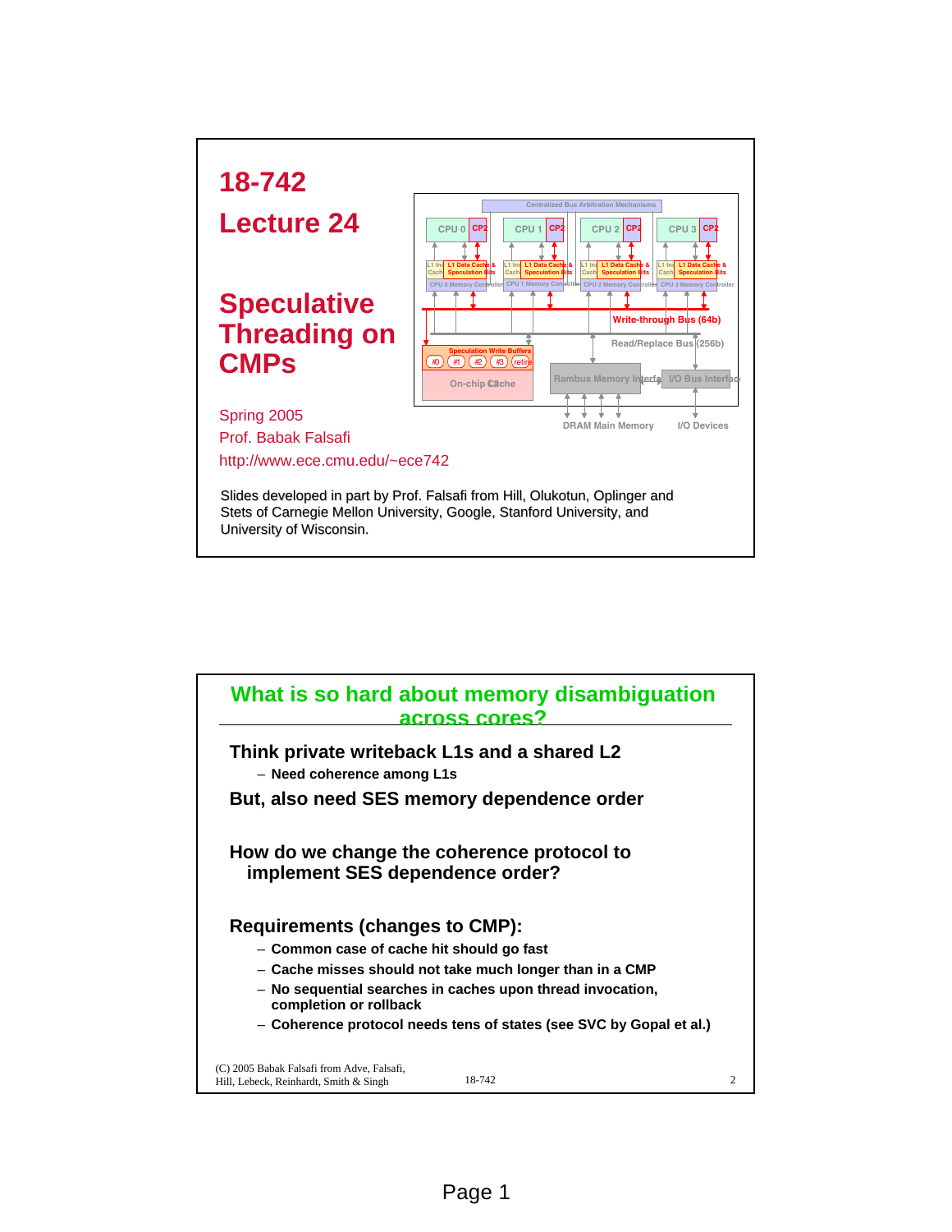# 18-742

# Lecture 24

## Speculative Threading on CMPs

Spring 2005
Prof. Babak Falsafi
http://www.ece.cmu.edu/~ece742

Slides developed in part by Prof. Falsafi from Hill, Olukotun, Oplinger and Stets of Carnegie Mellon University, Google, Stanford University, and University of Wisconsin.

---

## What is so hard about memory disambiguation across cores?

**Think private writeback L1s and a shared L2**

- Need coherence among L1s

**But, also need SES memory dependence order**

**How do we change the coherence protocol to implement SES dependence order?**

**Requirements (changes to CMP):**

- Common case of cache hit should go fast
- Cache misses should not take much longer than in a CMP
- No sequential searches in caches upon thread invocation, completion or rollback
- Coherence protocol needs tens of states (see SVC by Gopal et al.)

(C) 2005 Babak Falsafi from Adve, Falsafi, Hill, Lebeck, Reinhardt, Smith & Singh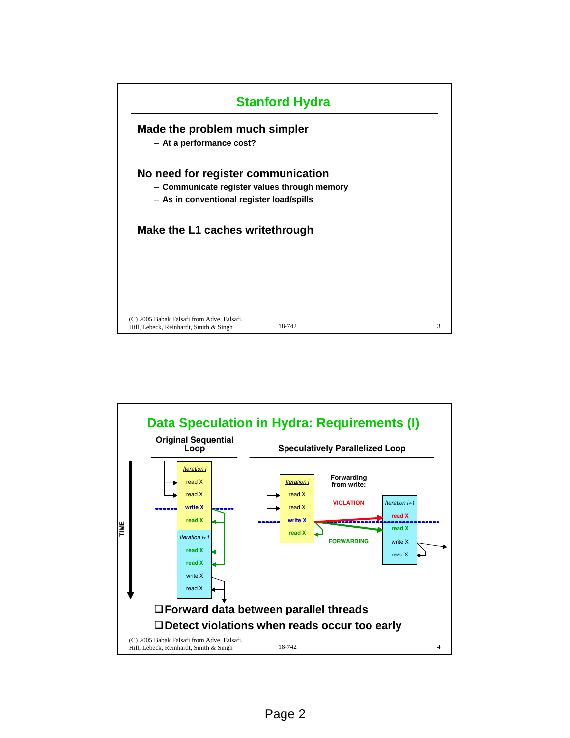## Stanford Hydra

**Made the problem much simpler**

- At a performance cost?

**No need for register communication**

- Communicate register values through memory
- As in conventional register load/spills

**Make the L1 caches writethrough**

## Data Speculation in Hydra: Requirements (I)

**Original Sequential Loop**

*Iteration i*
- read X
- read X
- write X
- read X

*Iteration i+1*
- read X
- read X
- write X
- read X

TIME

**Speculatively Parallelized Loop**

*Iteration i*
- read X
- read X
- write X
- read X

Forwarding from write:

VIOLATION

FORWARDING

*Iteration i+1*
- read X
- read X
- write X
- read X

- ❑ Forward data between parallel threads
- ❑ Detect violations when reads occur too early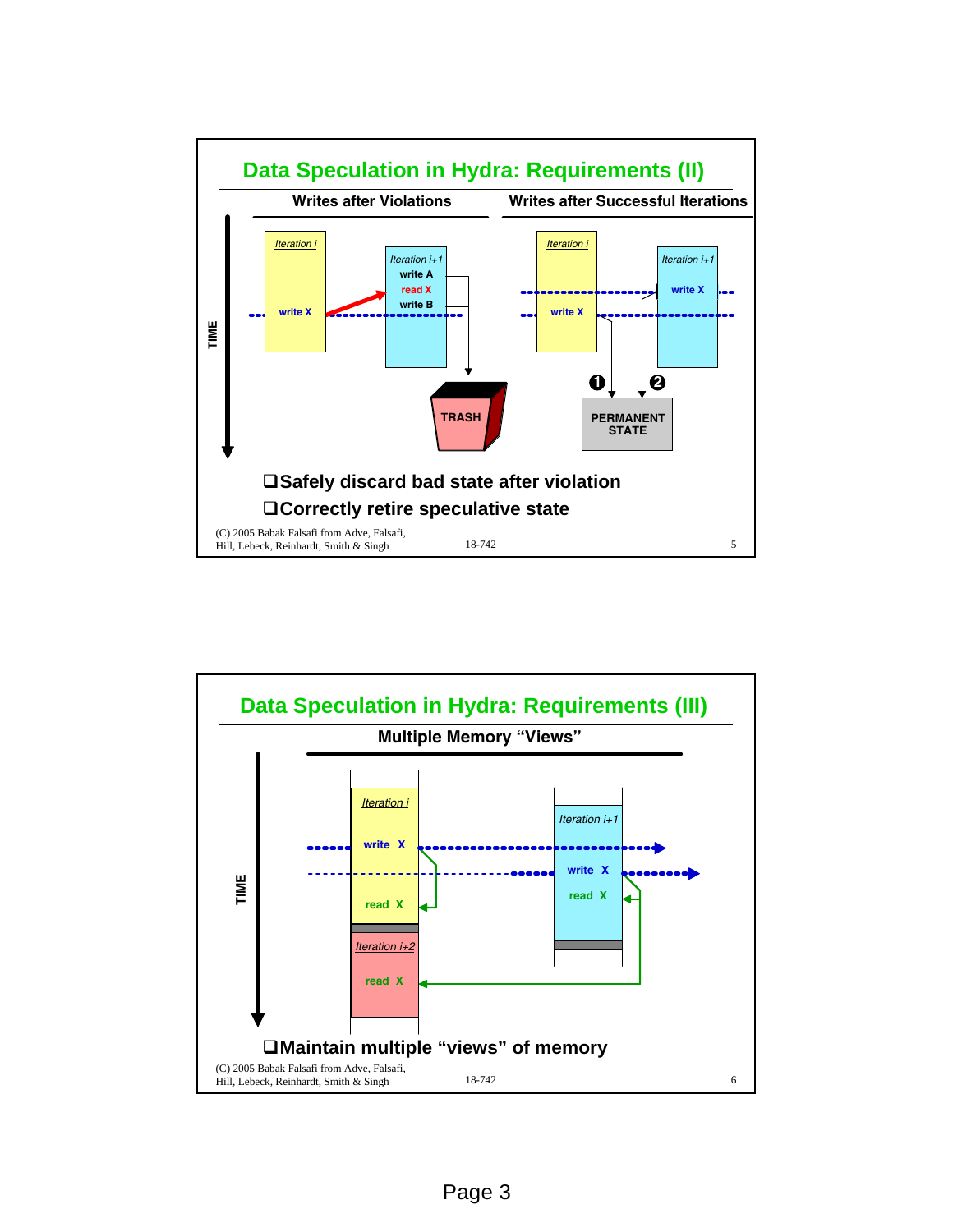## Data Speculation in Hydra: Requirements (II)

**Writes after Violations** | **Writes after Successful Iterations**

TIME

*Iteration i*
write X

*Iteration i+1*
write A
read X
write B

TRASH

*Iteration i*
write X

*Iteration i+1*
write X

❶ ❷

PERMANENT STATE

- ❑ **Safely discard bad state after violation**
- ❑ **Correctly retire speculative state**

(C) 2005 Babak Falsafi from Adve, Falsafi, Hill, Lebeck, Reinhardt, Smith & Singh — 18-742

## Data Speculation in Hydra: Requirements (III)

**Multiple Memory "Views"**

TIME

*Iteration i*
write X
read X

*Iteration i+1*
write X
read X

*Iteration i+2*
read X

- ❑ **Maintain multiple "views" of memory**

(C) 2005 Babak Falsafi from Adve, Falsafi, Hill, Lebeck, Reinhardt, Smith & Singh — 18-742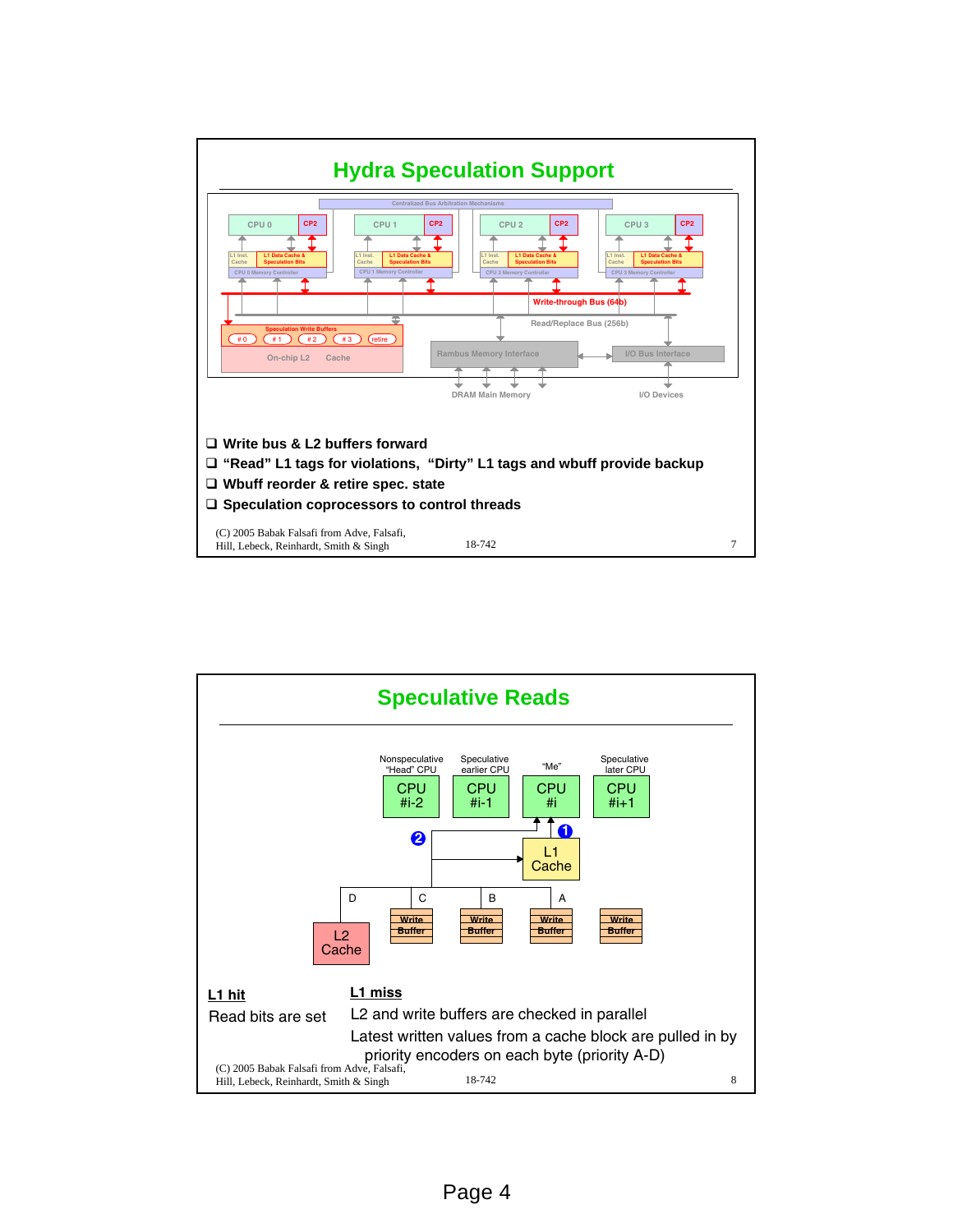# Hydra Speculation Support

- ❑ Write bus & L2 buffers forward
- ❑ "Read" L1 tags for violations, "Dirty" L1 tags and wbuff provide backup
- ❑ Wbuff reorder & retire spec. state
- ❑ Speculation coprocessors to control threads

(C) 2005 Babak Falsafi from Adve, Falsafi, Hill, Lebeck, Reinhardt, Smith & Singh

# Speculative Reads

**L1 hit**

Read bits are set

**L1 miss**

L2 and write buffers are checked in parallel

Latest written values from a cache block are pulled in by priority encoders on each byte (priority A-D)

(C) 2005 Babak Falsafi from Adve, Falsafi, Hill, Lebeck, Reinhardt, Smith & Singh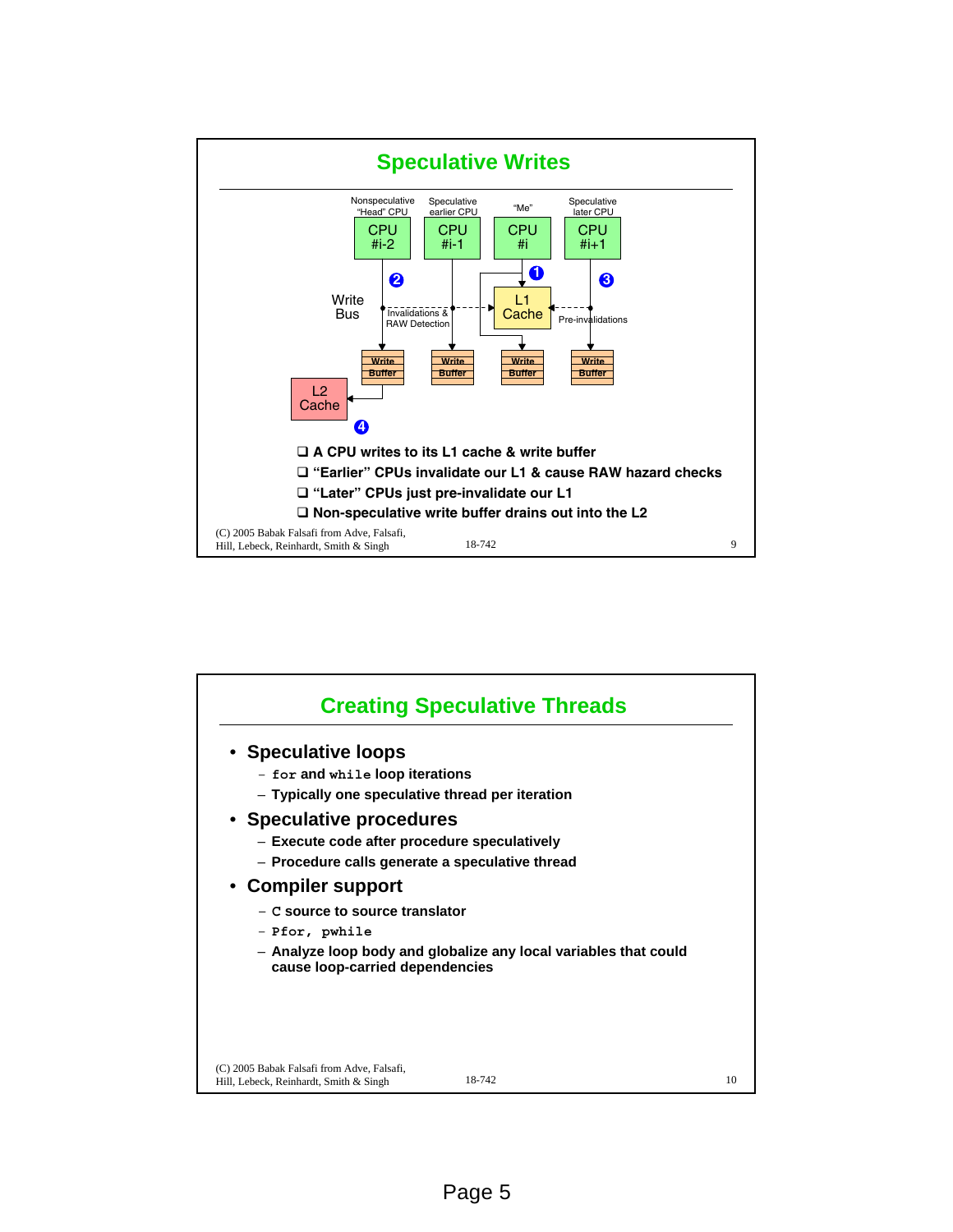## Speculative Writes

Nonspeculative "Head" CPU — CPU #i-2
Speculative earlier CPU — CPU #i-1
"Me" — CPU #i
Speculative later CPU — CPU #i+1

Write Bus
Invalidations & RAW Detection
L1 Cache
Pre-invalidations
Write Buffer
L2 Cache

- ❑ A CPU writes to its L1 cache & write buffer
- ❑ "Earlier" CPUs invalidate our L1 & cause RAW hazard checks
- ❑ "Later" CPUs just pre-invalidate our L1
- ❑ Non-speculative write buffer drains out into the L2

(C) 2005 Babak Falsafi from Adve, Falsafi, Hill, Lebeck, Reinhardt, Smith & Singh

## Creating Speculative Threads

- **Speculative loops**
  - `for` and `while` loop iterations
  - Typically one speculative thread per iteration
- **Speculative procedures**
  - Execute code after procedure speculatively
  - Procedure calls generate a speculative thread
- **Compiler support**
  - `C` source to source translator
  - `Pfor, pwhile`
  - Analyze loop body and globalize any local variables that could cause loop-carried dependencies

(C) 2005 Babak Falsafi from Adve, Falsafi, Hill, Lebeck, Reinhardt, Smith & Singh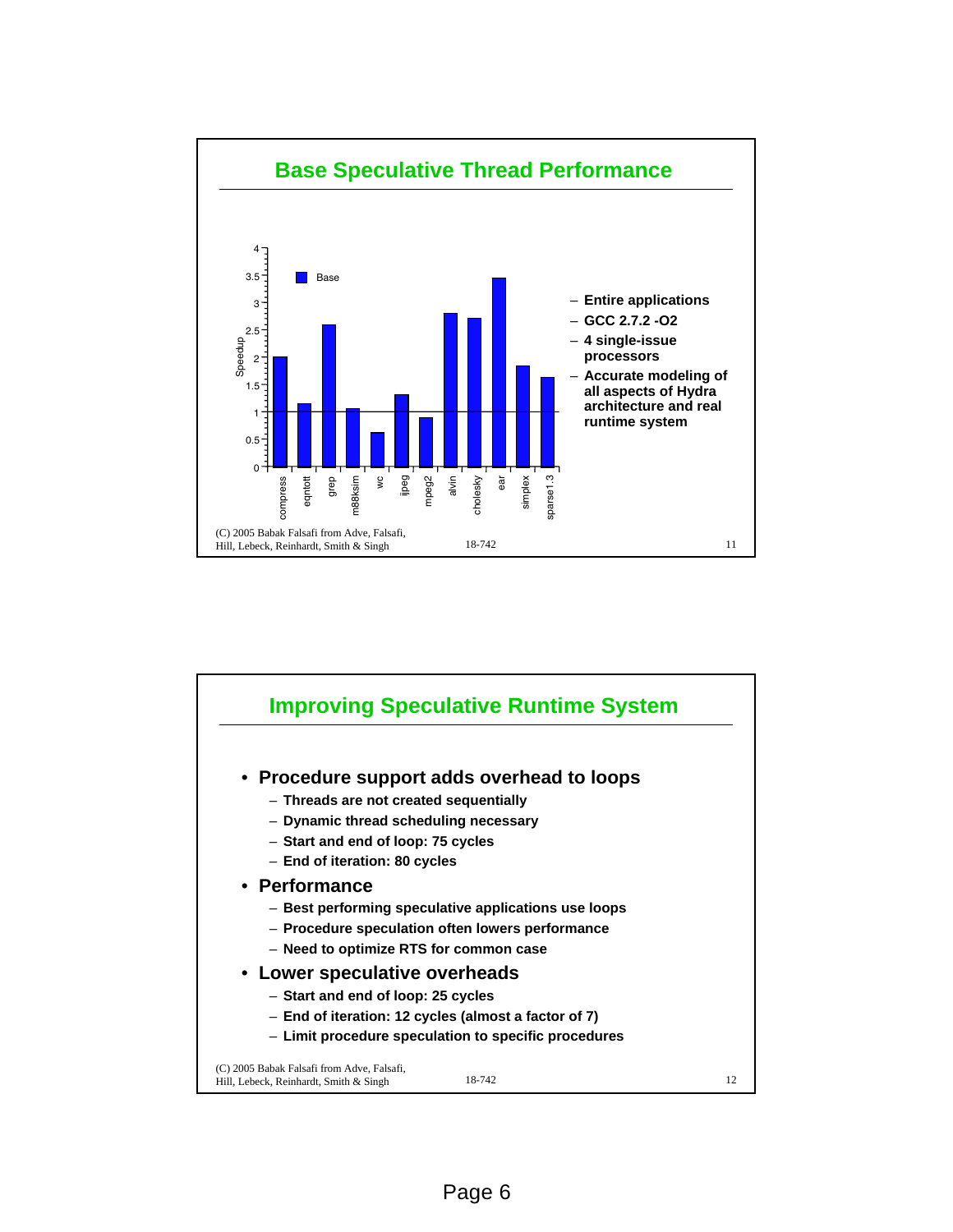## Base Speculative Thread Performance

Chart: Speedup (Base)

| Application | Speedup (approx.) |
|---|---|
| compress | 2.0 |
| eqntott | 1.15 |
| grep | 2.6 |
| m88ksim | 1.05 |
| wc | 0.62 |
| ijpeg | 1.32 |
| mpeg2 | 0.9 |
| alvin | 2.8 |
| cholesky | 2.72 |
| ear | 3.45 |
| simplex | 1.85 |
| sparse1.3 | 1.63 |

- Entire applications
- GCC 2.7.2 -O2
- 4 single-issue processors
- Accurate modeling of all aspects of Hydra architecture and real runtime system

(C) 2005 Babak Falsafi from Adve, Falsafi, Hill, Lebeck, Reinhardt, Smith & Singh

## Improving Speculative Runtime System

- **Procedure support adds overhead to loops**
  - Threads are not created sequentially
  - Dynamic thread scheduling necessary
  - Start and end of loop: 75 cycles
  - End of iteration: 80 cycles
- **Performance**
  - Best performing speculative applications use loops
  - Procedure speculation often lowers performance
  - Need to optimize RTS for common case
- **Lower speculative overheads**
  - Start and end of loop: 25 cycles
  - End of iteration: 12 cycles (almost a factor of 7)
  - Limit procedure speculation to specific procedures

(C) 2005 Babak Falsafi from Adve, Falsafi, Hill, Lebeck, Reinhardt, Smith & Singh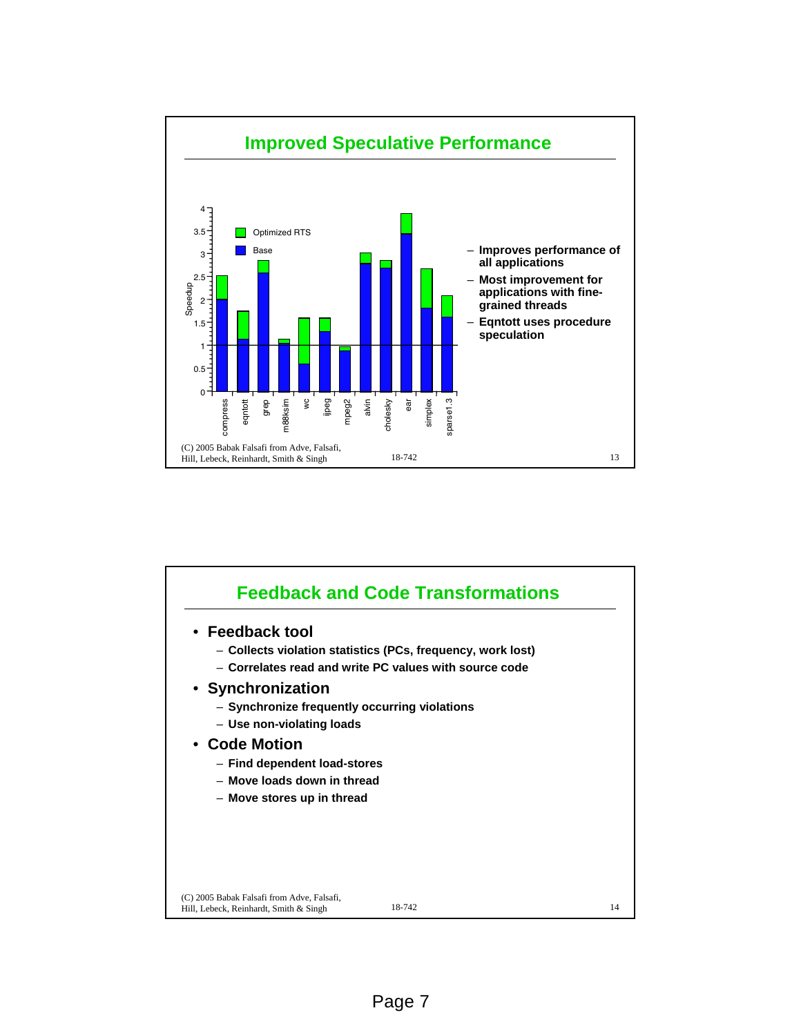## Improved Speculative Performance

Speedup chart (Optimized RTS vs. Base) for: compress, eqntott, grep, m88ksim, wc, ijpeg, mpeg2, alvin, cholesky, ear, simplex, sparse1.3

- Improves performance of all applications
- Most improvement for applications with fine-grained threads
- Eqntott uses procedure speculation

(C) 2005 Babak Falsafi from Adve, Falsafi, Hill, Lebeck, Reinhardt, Smith & Singh

## Feedback and Code Transformations

- **Feedback tool**
  - Collects violation statistics (PCs, frequency, work lost)
  - Correlates read and write PC values with source code
- **Synchronization**
  - Synchronize frequently occurring violations
  - Use non-violating loads
- **Code Motion**
  - Find dependent load-stores
  - Move loads down in thread
  - Move stores up in thread

(C) 2005 Babak Falsafi from Adve, Falsafi, Hill, Lebeck, Reinhardt, Smith & Singh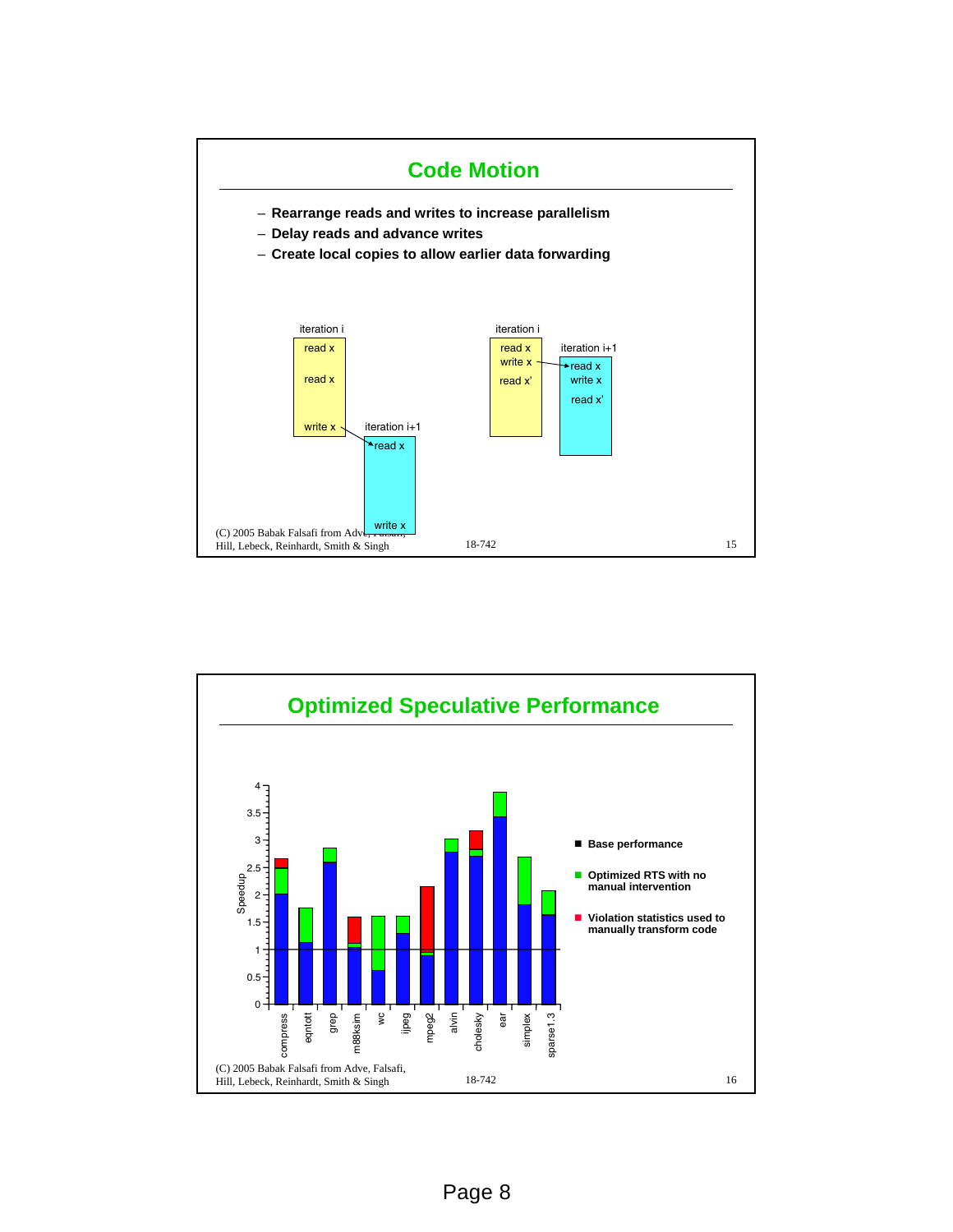## Code Motion

- Rearrange reads and writes to increase parallelism
- Delay reads and advance writes
- Create local copies to allow earlier data forwarding

iteration i: read x, read x, write x → iteration i+1: read x, write x

iteration i: read x, write x, read x' → iteration i+1: read x, write x, read x'

(C) 2005 Babak Falsafi from Adve, Falsafi, Hill, Lebeck, Reinhardt, Smith & Singh

18-742

## Optimized Speculative Performance

Speedup (0 to 4) for benchmarks: compress, eqntott, grep, m88ksim, wc, ijpeg, mpeg2, alvin, cholesky, ear, simplex, sparse1.3

- Base performance
- Optimized RTS with no manual intervention
- Violation statistics used to manually transform code

(C) 2005 Babak Falsafi from Adve, Falsafi, Hill, Lebeck, Reinhardt, Smith & Singh

18-742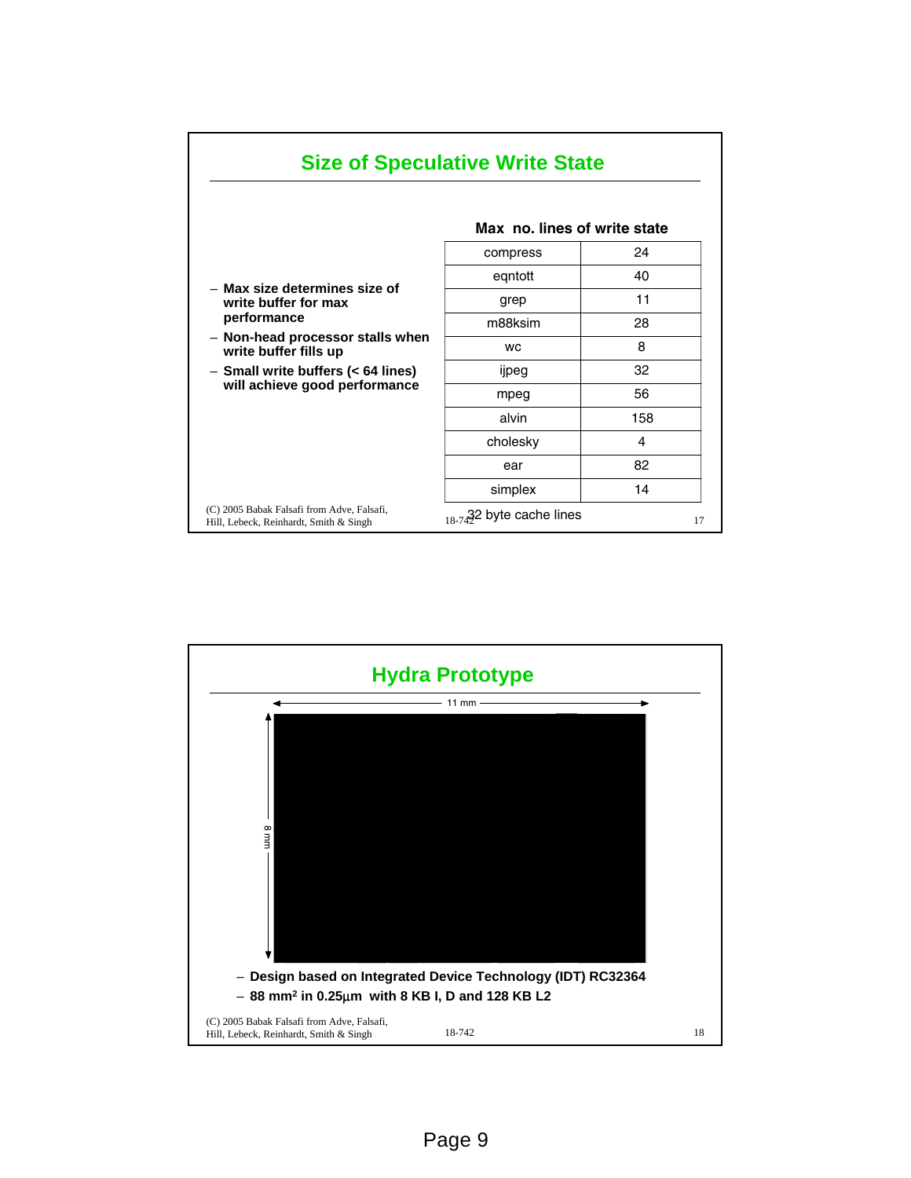## Size of Speculative Write State

- Max size determines size of write buffer for max performance
- Non-head processor stalls when write buffer fills up
- Small write buffers (< 64 lines) will achieve good performance

**Max no. lines of write state**

| | |
|---|---|
| compress | 24 |
| eqntott | 40 |
| grep | 11 |
| m88ksim | 28 |
| wc | 8 |
| ijpeg | 32 |
| mpeg | 56 |
| alvin | 158 |
| cholesky | 4 |
| ear | 82 |
| simplex | 14 |

32 byte cache lines

(C) 2005 Babak Falsafi from Adve, Falsafi, Hill, Lebeck, Reinhardt, Smith & Singh

## Hydra Prototype

11 mm

8 mm

- Design based on Integrated Device Technology (IDT) RC32364
- 88 mm$^2$ in 0.25$\mu$m with 8 KB I, D and 128 KB L2

(C) 2005 Babak Falsafi from Adve, Falsafi, Hill, Lebeck, Reinhardt, Smith & Singh